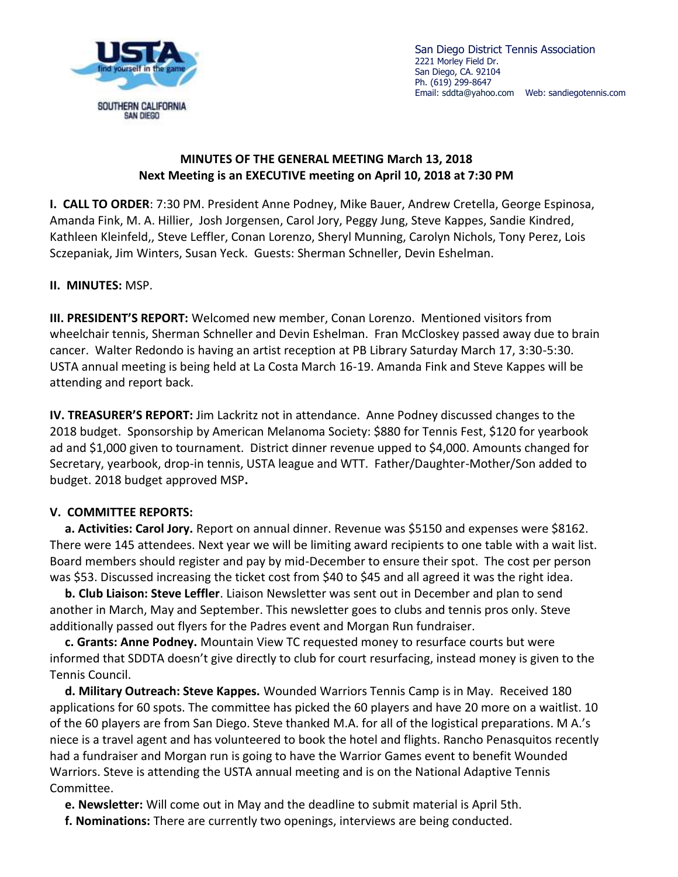San Diego District Tennis Association
2221 Morley Field Dr.
San Diego, CA. 92104
Ph. (619) 299-8647
Email: sddta@yahoo.com Web: sandiegotennis.com

**MINUTES OF THE GENERAL MEETING March 13, 2018**
**Next Meeting is an EXECUTIVE meeting on April 10, 2018 at 7:30 PM**

**I. CALL TO ORDER**: 7:30 PM. President Anne Podney, Mike Bauer, Andrew Cretella, George Espinosa, Amanda Fink, M. A. Hillier, Josh Jorgensen, Carol Jory, Peggy Jung, Steve Kappes, Sandie Kindred, Kathleen Kleinfeld,, Steve Leffler, Conan Lorenzo, Sheryl Munning, Carolyn Nichols, Tony Perez, Lois Sczepaniak, Jim Winters, Susan Yeck. Guests: Sherman Schneller, Devin Eshelman.

**II. MINUTES:** MSP.

**III. PRESIDENT'S REPORT:** Welcomed new member, Conan Lorenzo. Mentioned visitors from wheelchair tennis, Sherman Schneller and Devin Eshelman. Fran McCloskey passed away due to brain cancer. Walter Redondo is having an artist reception at PB Library Saturday March 17, 3:30-5:30. USTA annual meeting is being held at La Costa March 16-19. Amanda Fink and Steve Kappes will be attending and report back.

**IV. TREASURER'S REPORT:** Jim Lackritz not in attendance. Anne Podney discussed changes to the 2018 budget. Sponsorship by American Melanoma Society: $880 for Tennis Fest, $120 for yearbook ad and $1,000 given to tournament. District dinner revenue upped to $4,000. Amounts changed for Secretary, yearbook, drop-in tennis, USTA league and WTT. Father/Daughter-Mother/Son added to budget. 2018 budget approved MSP**.**

**V. COMMITTEE REPORTS:**

**a. Activities: Carol Jory.** Report on annual dinner. Revenue was $5150 and expenses were $8162. There were 145 attendees. Next year we will be limiting award recipients to one table with a wait list. Board members should register and pay by mid-December to ensure their spot. The cost per person was $53. Discussed increasing the ticket cost from $40 to $45 and all agreed it was the right idea.

**b. Club Liaison: Steve Leffler**. Liaison Newsletter was sent out in December and plan to send another in March, May and September. This newsletter goes to clubs and tennis pros only. Steve additionally passed out flyers for the Padres event and Morgan Run fundraiser.

**c. Grants: Anne Podney.** Mountain View TC requested money to resurface courts but were informed that SDDTA doesn't give directly to club for court resurfacing, instead money is given to the Tennis Council.

**d. Military Outreach: Steve Kappes.** Wounded Warriors Tennis Camp is in May. Received 180 applications for 60 spots. The committee has picked the 60 players and have 20 more on a waitlist. 10 of the 60 players are from San Diego. Steve thanked M.A. for all of the logistical preparations. M A.'s niece is a travel agent and has volunteered to book the hotel and flights. Rancho Penasquitos recently had a fundraiser and Morgan run is going to have the Warrior Games event to benefit Wounded Warriors. Steve is attending the USTA annual meeting and is on the National Adaptive Tennis Committee.

**e. Newsletter:** Will come out in May and the deadline to submit material is April 5th.

**f. Nominations:** There are currently two openings, interviews are being conducted.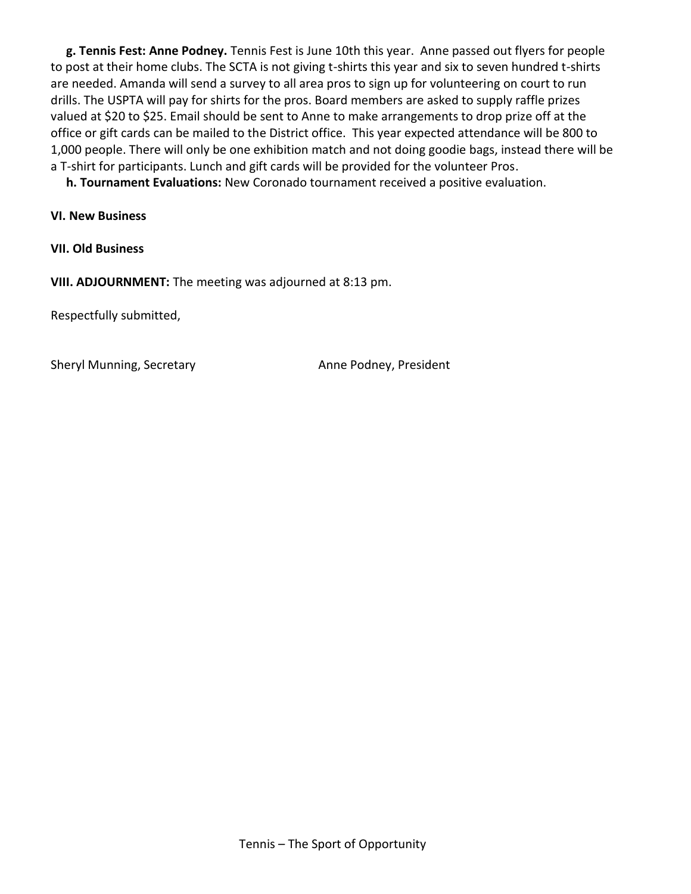**g. Tennis Fest: Anne Podney.** Tennis Fest is June 10th this year. Anne passed out flyers for people to post at their home clubs. The SCTA is not giving t-shirts this year and six to seven hundred t-shirts are needed. Amanda will send a survey to all area pros to sign up for volunteering on court to run drills. The USPTA will pay for shirts for the pros. Board members are asked to supply raffle prizes valued at $20 to $25. Email should be sent to Anne to make arrangements to drop prize off at the office or gift cards can be mailed to the District office. This year expected attendance will be 800 to 1,000 people. There will only be one exhibition match and not doing goodie bags, instead there will be a T-shirt for participants. Lunch and gift cards will be provided for the volunteer Pros.

**h. Tournament Evaluations:** New Coronado tournament received a positive evaluation.

**VI. New Business**

**VII. Old Business**

**VIII. ADJOURNMENT:** The meeting was adjourned at 8:13 pm.

Respectfully submitted,

Sheryl Munning, Secretary

Anne Podney, President

Tennis – The Sport of Opportunity